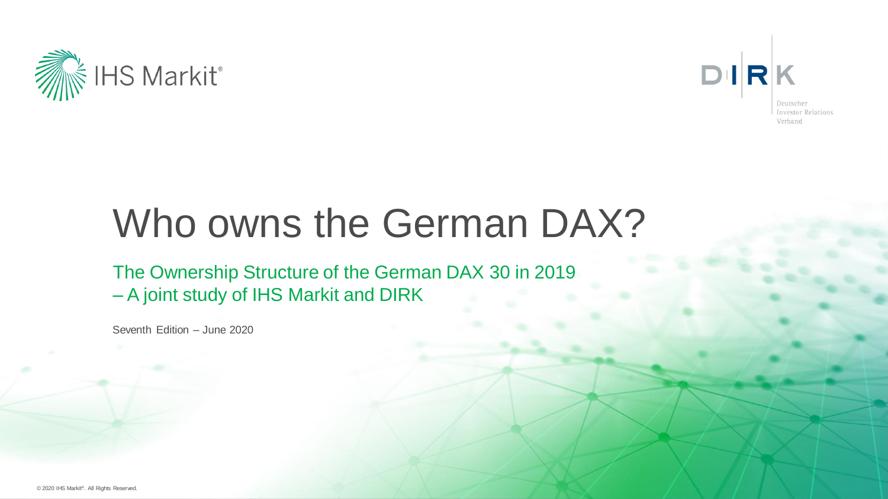IHS Markit®

DIRK – Deutscher Investor Relations Verband

# Who owns the German DAX?

## The Ownership Structure of the German DAX 30 in 2019 – A joint study of IHS Markit and DIRK

Seventh Edition – June 2020

© 2020 IHS Markit®. All Rights Reserved.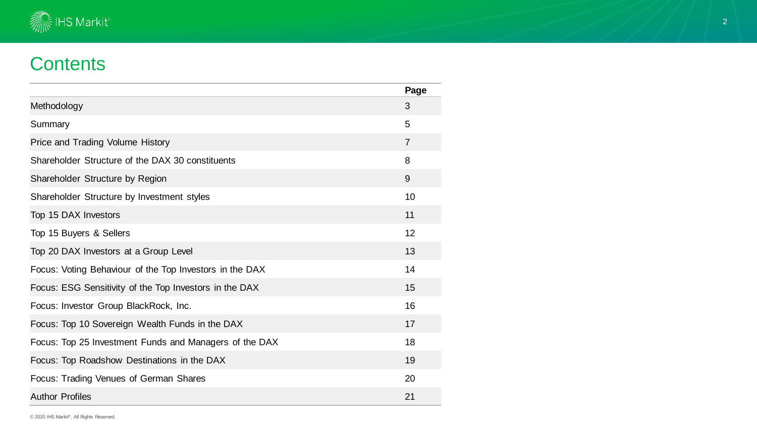# Contents

| | Page |
|---|---|
| Methodology | 3 |
| Summary | 5 |
| Price and Trading Volume History | 7 |
| Shareholder Structure of the DAX 30 constituents | 8 |
| Shareholder Structure by Region | 9 |
| Shareholder Structure by Investment styles | 10 |
| Top 15 DAX Investors | 11 |
| Top 15 Buyers & Sellers | 12 |
| Top 20 DAX Investors at a Group Level | 13 |
| Focus: Voting Behaviour of the Top Investors in the DAX | 14 |
| Focus: ESG Sensitivity of the Top Investors in the DAX | 15 |
| Focus: Investor Group BlackRock, Inc. | 16 |
| Focus: Top 10 Sovereign Wealth Funds in the DAX | 17 |
| Focus: Top 25 Investment Funds and Managers of the DAX | 18 |
| Focus: Top Roadshow Destinations in the DAX | 19 |
| Focus: Trading Venues of German Shares | 20 |
| Author Profiles | 21 |

© 2020 IHS Markit®. All Rights Reserved.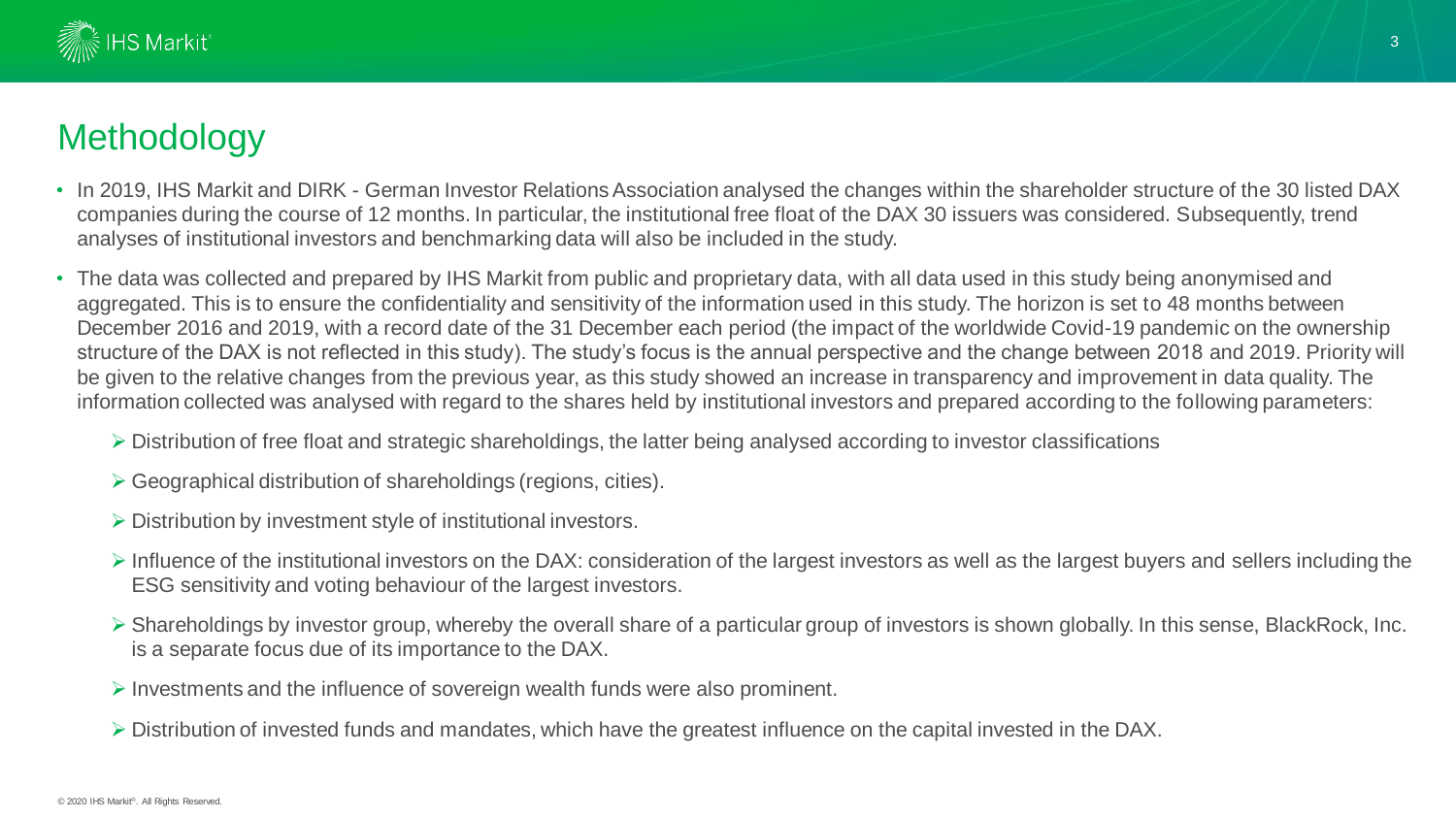## Methodology

- In 2019, IHS Markit and DIRK - German Investor Relations Association analysed the changes within the shareholder structure of the 30 listed DAX companies during the course of 12 months. In particular, the institutional free float of the DAX 30 issuers was considered. Subsequently, trend analyses of institutional investors and benchmarking data will also be included in the study.
- The data was collected and prepared by IHS Markit from public and proprietary data, with all data used in this study being anonymised and aggregated. This is to ensure the confidentiality and sensitivity of the information used in this study. The horizon is set to 48 months between December 2016 and 2019, with a record date of the 31 December each period (the impact of the worldwide Covid-19 pandemic on the ownership structure of the DAX is not reflected in this study). The study's focus is the annual perspective and the change between 2018 and 2019. Priority will be given to the relative changes from the previous year, as this study showed an increase in transparency and improvement in data quality. The information collected was analysed with regard to the shares held by institutional investors and prepared according to the following parameters:
  - Distribution of free float and strategic shareholdings, the latter being analysed according to investor classifications
  - Geographical distribution of shareholdings (regions, cities).
  - Distribution by investment style of institutional investors.
  - Influence of the institutional investors on the DAX: consideration of the largest investors as well as the largest buyers and sellers including the ESG sensitivity and voting behaviour of the largest investors.
  - Shareholdings by investor group, whereby the overall share of a particular group of investors is shown globally. In this sense, BlackRock, Inc. is a separate focus due of its importance to the DAX.
  - Investments and the influence of sovereign wealth funds were also prominent.
  - Distribution of invested funds and mandates, which have the greatest influence on the capital invested in the DAX.

© 2020 IHS Markit®. All Rights Reserved.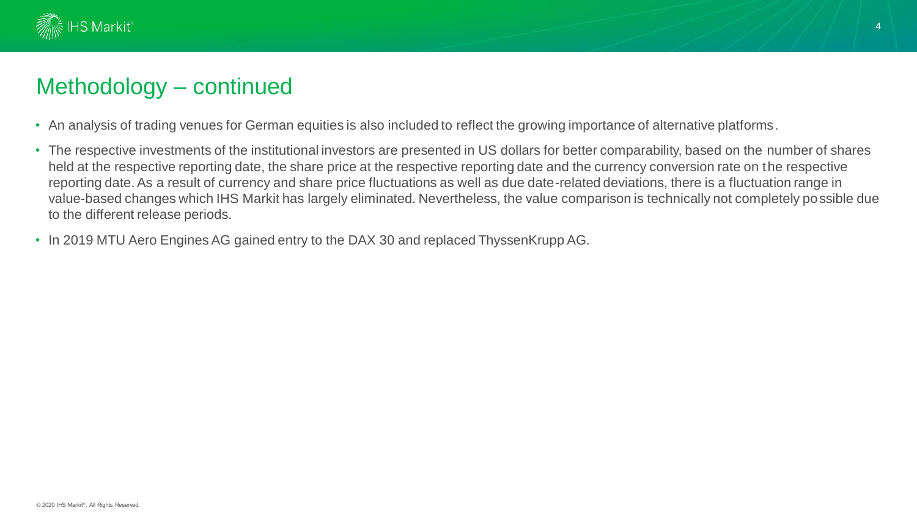## Methodology – continued

- An analysis of trading venues for German equities is also included to reflect the growing importance of alternative platforms.
- The respective investments of the institutional investors are presented in US dollars for better comparability, based on the number of shares held at the respective reporting date, the share price at the respective reporting date and the currency conversion rate on the respective reporting date. As a result of currency and share price fluctuations as well as due date-related deviations, there is a fluctuation range in value-based changes which IHS Markit has largely eliminated. Nevertheless, the value comparison is technically not completely possible due to the different release periods.
- In 2019 MTU Aero Engines AG gained entry to the DAX 30 and replaced ThyssenKrupp AG.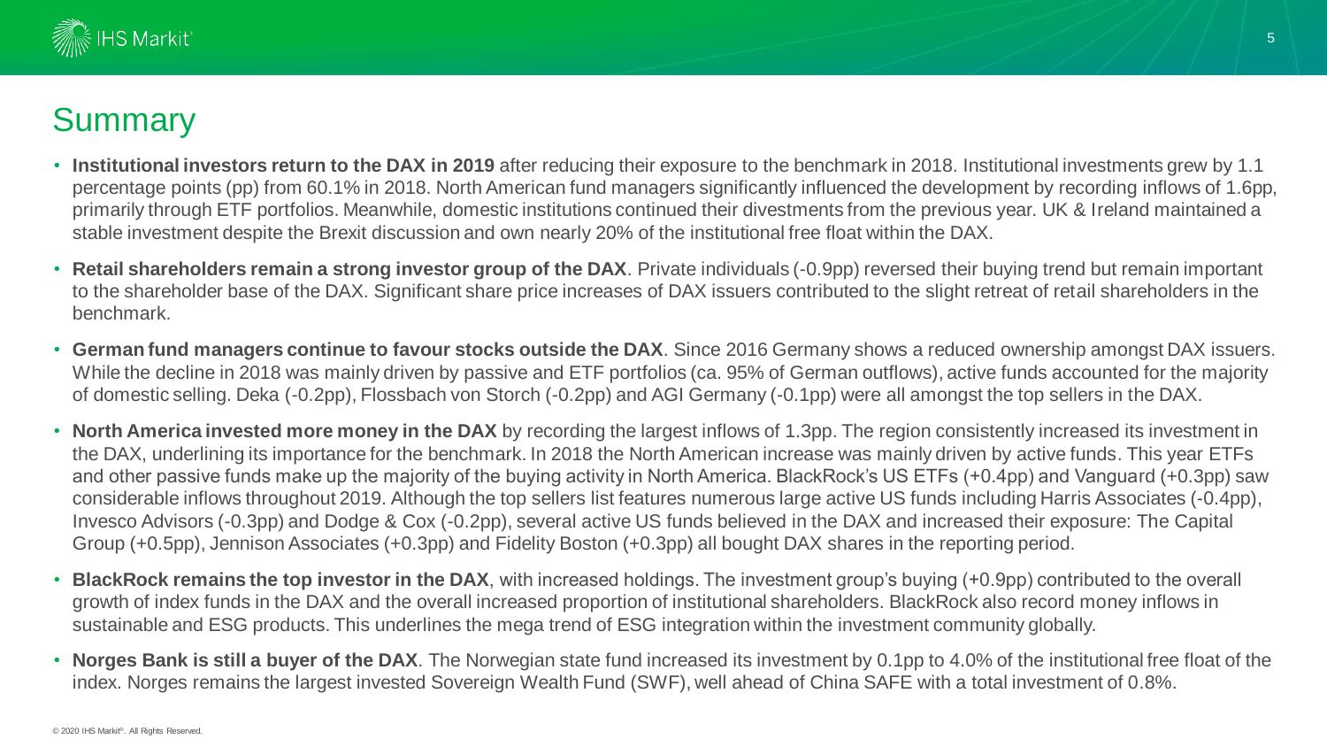# Summary

- **Institutional investors return to the DAX in 2019** after reducing their exposure to the benchmark in 2018. Institutional investments grew by 1.1 percentage points (pp) from 60.1% in 2018. North American fund managers significantly influenced the development by recording inflows of 1.6pp, primarily through ETF portfolios. Meanwhile, domestic institutions continued their divestments from the previous year. UK & Ireland maintained a stable investment despite the Brexit discussion and own nearly 20% of the institutional free float within the DAX.
- **Retail shareholders remain a strong investor group of the DAX**. Private individuals (-0.9pp) reversed their buying trend but remain important to the shareholder base of the DAX. Significant share price increases of DAX issuers contributed to the slight retreat of retail shareholders in the benchmark.
- **German fund managers continue to favour stocks outside the DAX**. Since 2016 Germany shows a reduced ownership amongst DAX issuers. While the decline in 2018 was mainly driven by passive and ETF portfolios (ca. 95% of German outflows), active funds accounted for the majority of domestic selling. Deka (-0.2pp), Flossbach von Storch (-0.2pp) and AGI Germany (-0.1pp) were all amongst the top sellers in the DAX.
- **North America invested more money in the DAX** by recording the largest inflows of 1.3pp. The region consistently increased its investment in the DAX, underlining its importance for the benchmark. In 2018 the North American increase was mainly driven by active funds. This year ETFs and other passive funds make up the majority of the buying activity in North America. BlackRock's US ETFs (+0.4pp) and Vanguard (+0.3pp) saw considerable inflows throughout 2019. Although the top sellers list features numerous large active US funds including Harris Associates (-0.4pp), Invesco Advisors (-0.3pp) and Dodge & Cox (-0.2pp), several active US funds believed in the DAX and increased their exposure: The Capital Group (+0.5pp), Jennison Associates (+0.3pp) and Fidelity Boston (+0.3pp) all bought DAX shares in the reporting period.
- **BlackRock remains the top investor in the DAX**, with increased holdings. The investment group's buying (+0.9pp) contributed to the overall growth of index funds in the DAX and the overall increased proportion of institutional shareholders. BlackRock also record money inflows in sustainable and ESG products. This underlines the mega trend of ESG integration within the investment community globally.
- **Norges Bank is still a buyer of the DAX**. The Norwegian state fund increased its investment by 0.1pp to 4.0% of the institutional free float of the index. Norges remains the largest invested Sovereign Wealth Fund (SWF), well ahead of China SAFE with a total investment of 0.8%.

© 2020 IHS Markit®. All Rights Reserved.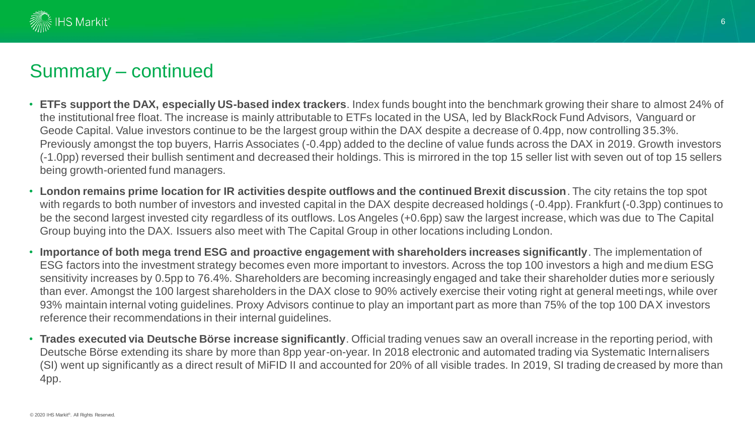# Summary – continued

- **ETFs support the DAX, especially US-based index trackers**. Index funds bought into the benchmark growing their share to almost 24% of the institutional free float. The increase is mainly attributable to ETFs located in the USA, led by BlackRock Fund Advisors, Vanguard or Geode Capital. Value investors continue to be the largest group within the DAX despite a decrease of 0.4pp, now controlling 35.3%. Previously amongst the top buyers, Harris Associates (-0.4pp) added to the decline of value funds across the DAX in 2019. Growth investors (-1.0pp) reversed their bullish sentiment and decreased their holdings. This is mirrored in the top 15 seller list with seven out of top 15 sellers being growth-oriented fund managers.
- **London remains prime location for IR activities despite outflows and the continued Brexit discussion**. The city retains the top spot with regards to both number of investors and invested capital in the DAX despite decreased holdings (-0.4pp). Frankfurt (-0.3pp) continues to be the second largest invested city regardless of its outflows. Los Angeles (+0.6pp) saw the largest increase, which was due to The Capital Group buying into the DAX. Issuers also meet with The Capital Group in other locations including London.
- **Importance of both mega trend ESG and proactive engagement with shareholders increases significantly**. The implementation of ESG factors into the investment strategy becomes even more important to investors. Across the top 100 investors a high and medium ESG sensitivity increases by 0.5pp to 76.4%. Shareholders are becoming increasingly engaged and take their shareholder duties more seriously than ever. Amongst the 100 largest shareholders in the DAX close to 90% actively exercise their voting right at general meetings, while over 93% maintain internal voting guidelines. Proxy Advisors continue to play an important part as more than 75% of the top 100 DAX investors reference their recommendations in their internal guidelines.
- **Trades executed via Deutsche Börse increase significantly**. Official trading venues saw an overall increase in the reporting period, with Deutsche Börse extending its share by more than 8pp year-on-year. In 2018 electronic and automated trading via Systematic Internalisers (SI) went up significantly as a direct result of MiFID II and accounted for 20% of all visible trades. In 2019, SI trading decreased by more than 4pp.

© 2020 IHS Markit®. All Rights Reserved.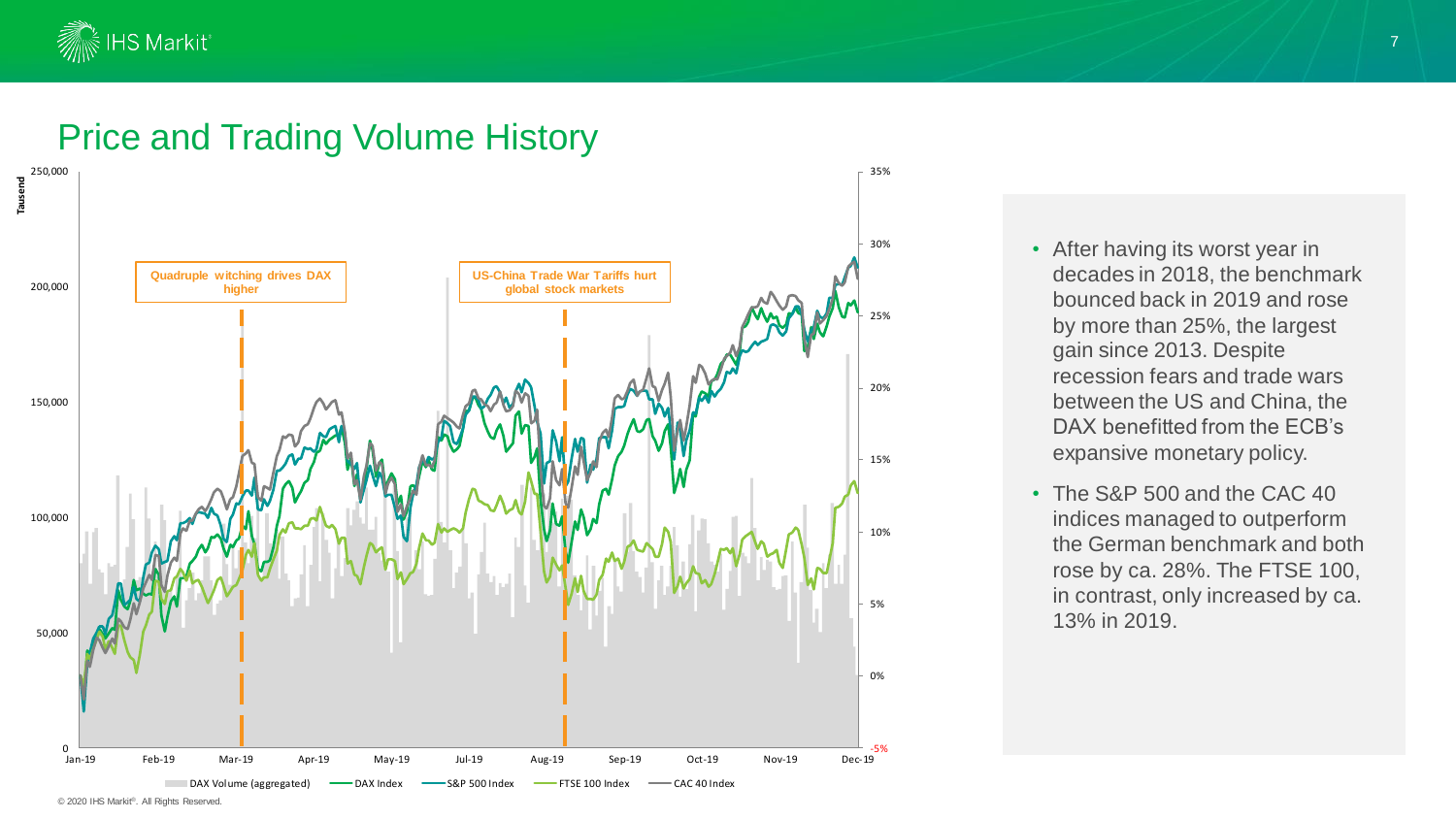# Price and Trading Volume History

Tausend

250,000

200,000

150,000

100,000

50,000

0

35%

30%

25%

20%

15%

10%

5%

0%

-5%

Quadruple witching drives DAX higher

US-China Trade War Tariffs hurt global stock markets

Jan-19 Feb-19 Mar-19 Apr-19 May-19 Jul-19 Aug-19 Sep-19 Oct-19 Nov-19 Dec-19

DAX Volume (aggregated) DAX Index S&P 500 Index FTSE 100 Index CAC 40 Index

- After having its worst year in decades in 2018, the benchmark bounced back in 2019 and rose by more than 25%, the largest gain since 2013. Despite recession fears and trade wars between the US and China, the DAX benefitted from the ECB's expansive monetary policy.
- The S&P 500 and the CAC 40 indices managed to outperform the German benchmark and both rose by ca. 28%. The FTSE 100, in contrast, only increased by ca. 13% in 2019.

© 2020 IHS Markit®. All Rights Reserved.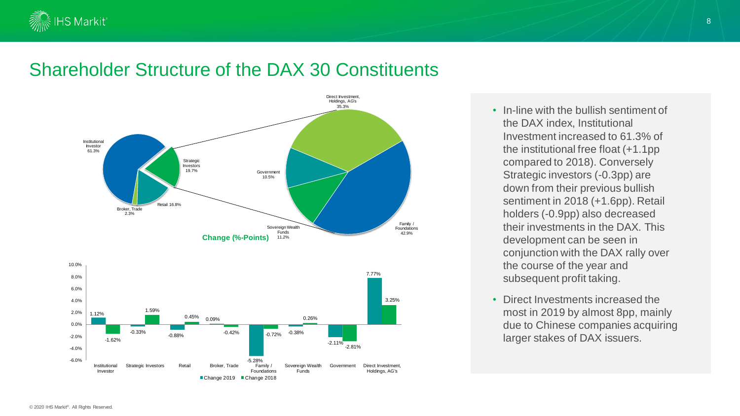# Shareholder Structure of the DAX 30 Constituents

Institutional Investor 61.3%

Strategic Investors 19.7%

Retail 16.8%

Broker, Trade 2.3%

Direct Investment, Holdings, AG's 35.3%

Government 10.5%

Sovereign Wealth Funds 11.2%

Family / Foundations 42.9%

**Change (%-Points)**

| | Change 2019 | Change 2018 |
|---|---|---|
| Institutional Investor | 1.12% | -1.62% |
| Strategic Investors | -0.33% | 1.59% |
| Retail | -0.88% | 0.45% |
| Broker, Trade | 0.09% | -0.42% |
| Family / Foundations | -5.28% | -0.72% |
| Sovereign Wealth Funds | -0.38% | 0.26% |
| Government | -2.11% | -2.81% |
| Direct Investment, Holdings, AG's | 7.77% | 3.25% |

- In-line with the bullish sentiment of the DAX index, Institutional Investment increased to 61.3% of the institutional free float (+1.1pp compared to 2018). Conversely Strategic investors (-0.3pp) are down from their previous bullish sentiment in 2018 (+1.6pp). Retail holders (-0.9pp) also decreased their investments in the DAX. This development can be seen in conjunction with the DAX rally over the course of the year and subsequent profit taking.
- Direct Investments increased the most in 2019 by almost 8pp, mainly due to Chinese companies acquiring larger stakes of DAX issuers.

© 2020 IHS Markit®. All Rights Reserved.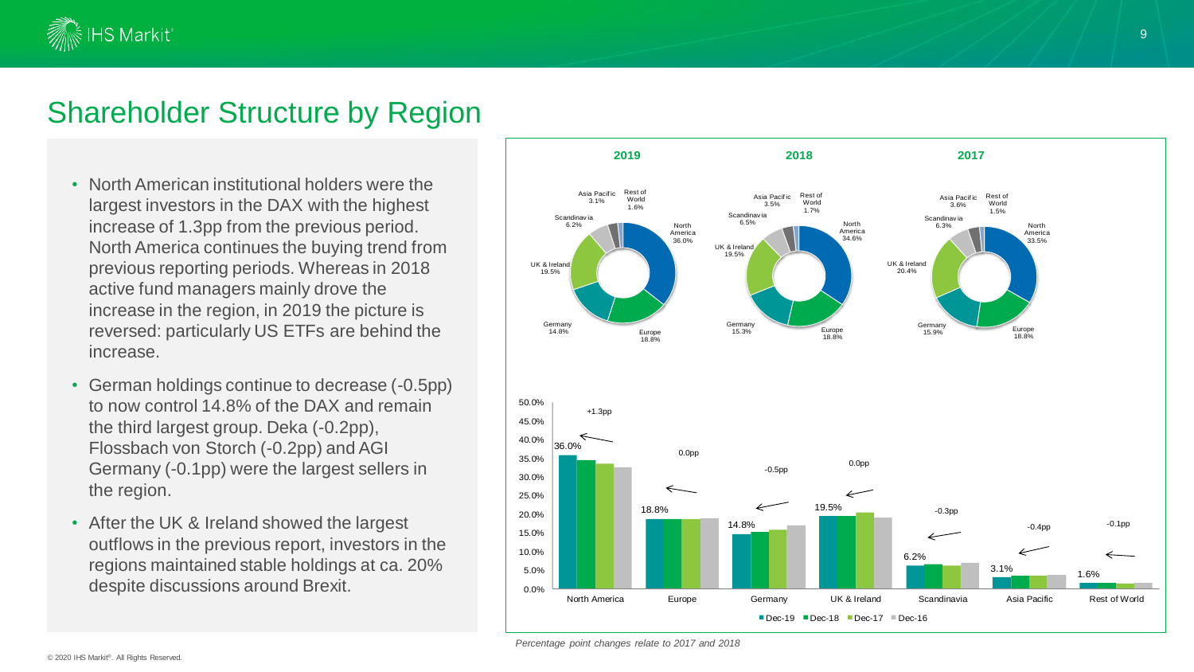# Shareholder Structure by Region

- North American institutional holders were the largest investors in the DAX with the highest increase of 1.3pp from the previous period. North America continues the buying trend from previous reporting periods. Whereas in 2018 active fund managers mainly drove the increase in the region, in 2019 the picture is reversed: particularly US ETFs are behind the increase.
- German holdings continue to decrease (-0.5pp) to now control 14.8% of the DAX and remain the third largest group. Deka (-0.2pp), Flossbach von Storch (-0.2pp) and AGI Germany (-0.1pp) were the largest sellers in the region.
- After the UK & Ireland showed the largest outflows in the previous report, investors in the regions maintained stable holdings at ca. 20% despite discussions around Brexit.

| Region | 2019 | 2018 | 2017 |
|---|---|---|---|
| North America | 36.0% | 34.6% | 33.5% |
| Europe | 18.8% | 18.8% | 18.8% |
| Germany | 14.8% | 15.3% | 15.9% |
| UK & Ireland | 19.5% | 19.5% | 20.4% |
| Scandinavia | 6.2% | 6.5% | 6.3% |
| Asia Pacific | 3.1% | 3.5% | 3.6% |
| Rest of World | 1.6% | 1.7% | 1.5% |

| Region | Dec-19 | Change |
|---|---|---|
| North America | 36.0% | +1.3pp |
| Europe | 18.8% | 0.0pp |
| Germany | 14.8% | -0.5pp |
| UK & Ireland | 19.5% | 0.0pp |
| Scandinavia | 6.2% | -0.3pp |
| Asia Pacific | 3.1% | -0.4pp |
| Rest of World | 1.6% | -0.1pp |

*Percentage point changes relate to 2017 and 2018*

© 2020 IHS Markit®. All Rights Reserved.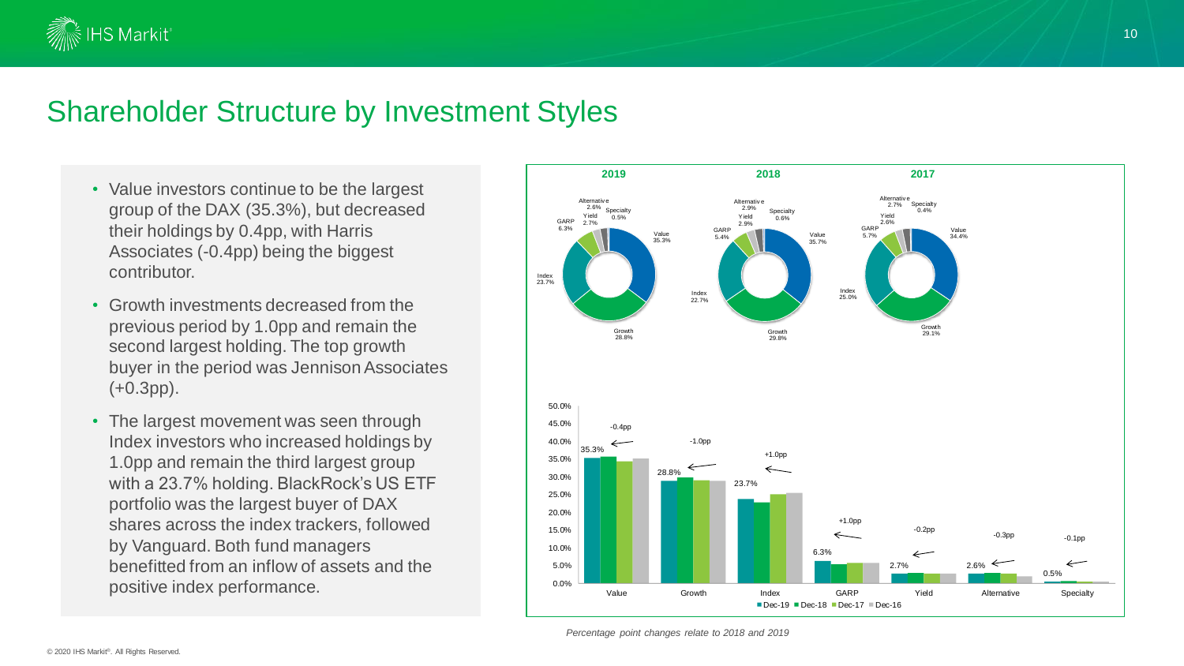# Shareholder Structure by Investment Styles

- Value investors continue to be the largest group of the DAX (35.3%), but decreased their holdings by 0.4pp, with Harris Associates (-0.4pp) being the biggest contributor.
- Growth investments decreased from the previous period by 1.0pp and remain the second largest holding. The top growth buyer in the period was Jennison Associates (+0.3pp).
- The largest movement was seen through Index investors who increased holdings by 1.0pp and remain the third largest group with a 23.7% holding. BlackRock's US ETF portfolio was the largest buyer of DAX shares across the index trackers, followed by Vanguard. Both fund managers benefitted from an inflow of assets and the positive index performance.

| Style | 2019 | 2018 | 2017 |
|---|---|---|---|
| Value | 35.3% | 35.7% | 34.4% |
| Growth | 28.8% | 29.8% | 29.1% |
| Index | 23.7% | 22.7% | 25.0% |
| GARP | 6.3% | 5.4% | 5.7% |
| Yield | 2.7% | 2.9% | 2.6% |
| Alternative | 2.6% | 2.9% | 2.7% |
| Specialty | 0.5% | 0.6% | 0.4% |

| Style | Dec-19 | Change |
|---|---|---|
| Value | 35.3% | -0.4pp |
| Growth | 28.8% | -1.0pp |
| Index | 23.7% | +1.0pp |
| GARP | 6.3% | +1.0pp |
| Yield | 2.7% | -0.2pp |
| Alternative | 2.6% | -0.3pp |
| Specialty | 0.5% | -0.1pp |

Dec-19 | Dec-18 | Dec-17 | Dec-16

*Percentage point changes relate to 2018 and 2019*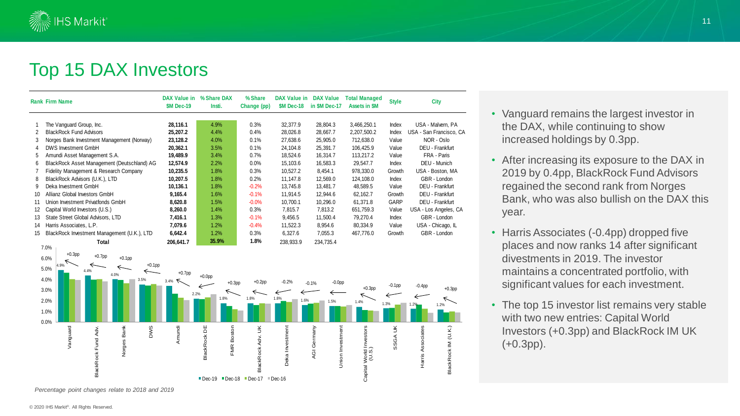# Top 15 DAX Investors

| Rank | Firm Name | DAX Value in $M Dec-19 | % Share DAX Insti. | % Share Change (pp) | DAX Value in $M Dec-18 | DAX Value in $M Dec-17 | Total Managed Assets in $M | Style | City |
|---|---|---|---|---|---|---|---|---|---|
| 1 | The Vanguard Group, Inc. | **28,116.1** | 4.9% | 0.3% | 32,377.9 | 28,804.3 | 3,466,250.1 | Index | USA - Malvern, PA |
| 2 | BlackRock Fund Advisors | **25,207.2** | 4.4% | 0.4% | 28,026.8 | 28,667.7 | 2,207,500.2 | Index | USA - San Francisco, CA |
| 3 | Norges Bank Investment Management (Norway) | **23,128.2** | 4.0% | 0.1% | 27,638.6 | 25,905.0 | 712,638.0 | Value | NOR - Oslo |
| 4 | DWS Investment GmbH | **20,362.1** | 3.5% | 0.1% | 24,104.8 | 25,391.7 | 106,425.9 | Value | DEU - Frankfurt |
| 5 | Amundi Asset Management S.A. | **19,489.9** | 3.4% | 0.7% | 18,524.6 | 16,314.7 | 113,217.2 | Value | FRA - Paris |
| 6 | BlackRock Asset Management (Deutschland) AG | **12,574.9** | 2.2% | 0.0% | 15,103.6 | 16,583.3 | 29,547.7 | Index | DEU - Munich |
| 7 | Fidelity Management & Research Company | **10,235.5** | 1.8% | 0.3% | 10,527.2 | 8,454.1 | 978,330.0 | Growth | USA - Boston, MA |
| 8 | BlackRock Advisors (U.K.), LTD | **10,207.5** | 1.8% | 0.2% | 11,147.8 | 12,569.0 | 124,108.0 | Index | GBR - London |
| 9 | Deka Investment GmbH | **10,136.1** | 1.8% | -0.2% | 13,745.8 | 13,481.7 | 48,589.5 | Value | DEU - Frankfurt |
| 10 | Allianz Global Investors GmbH | **9,165.4** | 1.6% | -0.1% | 11,914.5 | 12,944.6 | 62,162.7 | Growth | DEU - Frankfurt |
| 11 | Union Investment Privatfonds GmbH | **8,620.8** | 1.5% | -0.0% | 10,700.1 | 10,296.0 | 61,371.8 | GARP | DEU - Frankfurt |
| 12 | Capital World Investors (U.S.) | **8,260.0** | 1.4% | 0.3% | 7,815.7 | 7,813.2 | 651,759.3 | Value | USA - Los Angeles, CA |
| 13 | State Street Global Advisors, LTD | **7,416.1** | 1.3% | -0.1% | 9,456.5 | 11,500.4 | 79,270.4 | Index | GBR - London |
| 14 | Harris Associates, L.P. | **7,079.6** | 1.2% | -0.4% | 11,522.3 | 8,954.6 | 80,334.9 | Value | USA - Chicago, IL |
| 15 | BlackRock Investment Management (U.K.), LTD | **6,642.4** | 1.2% | 0.3% | 6,327.6 | 7,055.3 | 467,776.0 | Growth | GBR - London |
| | **Total** | **206,641.7** | **35.9%** | **1.8%** | 238,933.9 | 234,735.4 | | | |

*Percentage point changes relate to 2018 and 2019*

- Vanguard remains the largest investor in the DAX, while continuing to show increased holdings by 0.3pp.
- After increasing its exposure to the DAX in 2019 by 0.4pp, BlackRock Fund Advisors regained the second rank from Norges Bank, who was also bullish on the DAX this year.
- Harris Associates (-0.4pp) dropped five places and now ranks 14 after significant divestments in 2019. The investor maintains a concentrated portfolio, with significant values for each investment.
- The top 15 investor list remains very stable with two new entries: Capital World Investors (+0.3pp) and BlackRock IM UK (+0.3pp).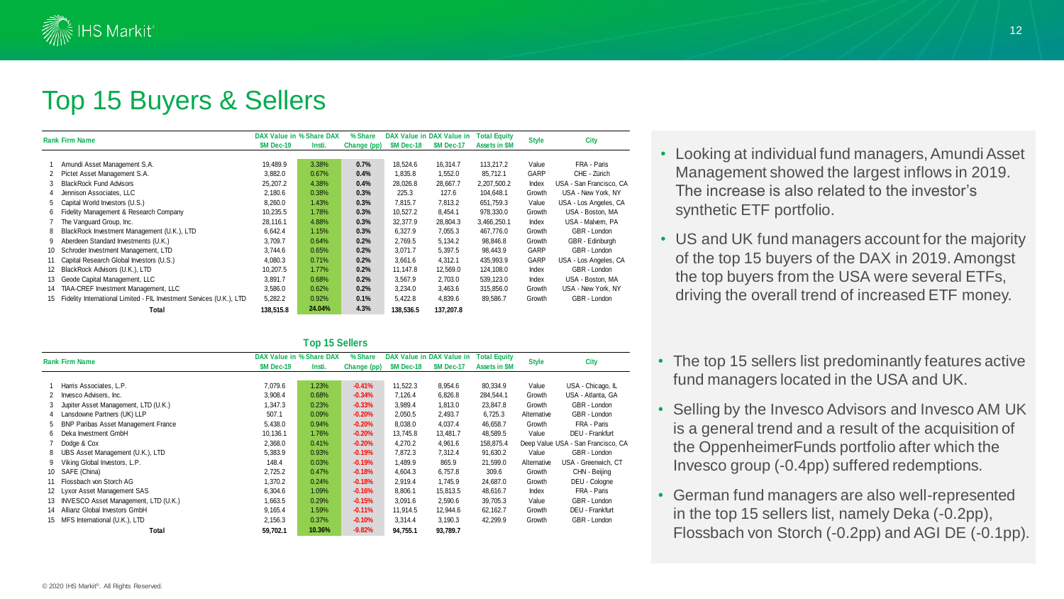# Top 15 Buyers & Sellers

| Rank | Firm Name | DAX Value in $M Dec-19 | % Share DAX Insti. | % Share Change (pp) | DAX Value in $M Dec-18 | DAX Value in $M Dec-17 | Total Equity Assets in $M | Style | City |
|---|---|---|---|---|---|---|---|---|---|
| 1 | Amundi Asset Management S.A. | 19,489.9 | 3.38% | 0.7% | 18,524.6 | 16,314.7 | 113,217.2 | Value | FRA - Paris |
| 2 | Pictet Asset Management S.A. | 3,882.0 | 0.67% | 0.4% | 1,835.8 | 1,552.0 | 85,712.1 | GARP | CHE - Zürich |
| 3 | BlackRock Fund Advisors | 25,207.2 | 4.38% | 0.4% | 28,026.8 | 28,667.7 | 2,207,500.2 | Index | USA - San Francisco, CA |
| 4 | Jennison Associates, LLC | 2,180.6 | 0.38% | 0.3% | 225.3 | 127.6 | 104,648.1 | Growth | USA - New York, NY |
| 5 | Capital World Investors (U.S.) | 8,260.0 | 1.43% | 0.3% | 7,815.7 | 7,813.2 | 651,759.3 | Value | USA - Los Angeles, CA |
| 6 | Fidelity Management & Research Company | 10,235.5 | 1.78% | 0.3% | 10,527.2 | 8,454.1 | 978,330.0 | Growth | USA - Boston, MA |
| 7 | The Vanguard Group, Inc. | 28,116.1 | 4.88% | 0.3% | 32,377.9 | 28,804.3 | 3,466,250.1 | Index | USA - Malvern, PA |
| 8 | BlackRock Investment Management (U.K.), LTD | 6,642.4 | 1.15% | 0.3% | 6,327.9 | 7,055.3 | 467,776.0 | Growth | GBR - London |
| 9 | Aberdeen Standard Investments (U.K.) | 3,709.7 | 0.64% | 0.2% | 2,769.5 | 5,134.2 | 98,846.8 | Growth | GBR - Edinburgh |
| 10 | Schroder Investment Management, LTD | 3,744.6 | 0.65% | 0.2% | 3,071.7 | 5,397.5 | 98,443.9 | GARP | GBR - London |
| 11 | Capital Research Global Investors (U.S.) | 4,080.3 | 0.71% | 0.2% | 3,661.6 | 4,312.1 | 435,993.9 | GARP | USA - Los Angeles, CA |
| 12 | BlackRock Advisors (U.K.), LTD | 10,207.5 | 1.77% | 0.2% | 11,147.8 | 12,569.0 | 124,108.0 | Index | GBR - London |
| 13 | Geode Capital Management, LLC | 3,891.7 | 0.68% | 0.2% | 3,567.9 | 2,703.0 | 539,123.0 | Index | USA - Boston, MA |
| 14 | TIAA-CREF Investment Management, LLC | 3,586.0 | 0.62% | 0.2% | 3,234.0 | 3,463.6 | 315,856.0 | Growth | USA - New York, NY |
| 15 | Fidelity International Limited - FIL Investment Services (U.K.), LTD | 5,282.2 | 0.92% | 0.1% | 5,422.8 | 4,839.6 | 89,586.7 | Growth | GBR - London |
| | **Total** | **138,515.8** | **24.04%** | **4.3%** | **138,536.5** | **137,207.8** | | | |

- Looking at individual fund managers, Amundi Asset Management showed the largest inflows in 2019. The increase is also related to the investor's synthetic ETF portfolio.
- US and UK fund managers account for the majority of the top 15 buyers of the DAX in 2019. Amongst the top buyers from the USA were several ETFs, driving the overall trend of increased ETF money.

## Top 15 Sellers

| Rank | Firm Name | DAX Value in $M Dec-19 | % Share DAX Insti. | % Share Change (pp) | DAX Value in $M Dec-18 | DAX Value in $M Dec-17 | Total Equity Assets in $M | Style | City |
|---|---|---|---|---|---|---|---|---|---|
| 1 | Harris Associates, L.P. | 7,079.6 | 1.23% | -0.41% | 11,522.3 | 8,954.6 | 80,334.9 | Value | USA - Chicago, IL |
| 2 | Invesco Advisers, Inc. | 3,908.4 | 0.68% | -0.34% | 7,126.4 | 6,826.8 | 284,544.1 | Growth | USA - Atlanta, GA |
| 3 | Jupiter Asset Management, LTD (U.K.) | 1,347.3 | 0.23% | -0.33% | 3,989.4 | 1,813.0 | 23,847.8 | Growth | GBR - London |
| 4 | Lansdowne Partners (UK) LLP | 507.1 | 0.09% | -0.20% | 2,050.5 | 2,493.7 | 6,725.3 | Alternative | GBR - London |
| 5 | BNP Paribas Asset Management France | 5,438.0 | 0.94% | -0.20% | 8,038.0 | 4,037.4 | 46,658.7 | Growth | FRA - Paris |
| 6 | Deka Investment GmbH | 10,136.1 | 1.76% | -0.20% | 13,745.8 | 13,481.7 | 48,589.5 | Value | DEU - Frankfurt |
| 7 | Dodge & Cox | 2,368.0 | 0.41% | -0.20% | 4,270.2 | 4,961.6 | 158,875.4 | Deep Value | USA - San Francisco, CA |
| 8 | UBS Asset Management (U.K.), LTD | 5,383.9 | 0.93% | -0.19% | 7,872.3 | 7,312.4 | 91,630.2 | Value | GBR - London |
| 9 | Viking Global Investors, L.P. | 148.4 | 0.03% | -0.19% | 1,489.9 | 865.9 | 21,599.0 | Alternative | USA - Greenwich, CT |
| 10 | SAFE (China) | 2,725.2 | 0.47% | -0.18% | 4,604.3 | 6,757.8 | 309.6 | Growth | CHN - Beijing |
| 11 | Flossbach von Storch AG | 1,370.2 | 0.24% | -0.18% | 2,919.4 | 1,745.9 | 24,687.0 | Growth | DEU - Cologne |
| 12 | Lyxor Asset Management SAS | 6,304.6 | 1.09% | -0.16% | 8,806.1 | 15,813.5 | 48,616.7 | Index | FRA - Paris |
| 13 | INVESCO Asset Management, LTD (U.K.) | 1,663.5 | 0.29% | -0.15% | 3,091.6 | 2,590.6 | 39,705.3 | Value | GBR - London |
| 14 | Allianz Global Investors GmbH | 9,165.4 | 1.59% | -0.11% | 11,914.5 | 12,944.6 | 62,162.7 | Growth | DEU - Frankfurt |
| 15 | MFS International (U.K.), LTD | 2,156.3 | 0.37% | -0.10% | 3,314.4 | 3,190.3 | 42,299.9 | Growth | GBR - London |
| | **Total** | **59,702.1** | **10.36%** | **-9.82%** | **94,755.1** | **93,789.7** | | | |

- The top 15 sellers list predominantly features active fund managers located in the USA and UK.
- Selling by the Invesco Advisors and Invesco AM UK is a general trend and a result of the acquisition of the OppenheimerFunds portfolio after which the Invesco group (-0.4pp) suffered redemptions.
- German fund managers are also well-represented in the top 15 sellers list, namely Deka (-0.2pp), Flossbach von Storch (-0.2pp) and AGI DE (-0.1pp).

© 2020 IHS Markit®. All Rights Reserved.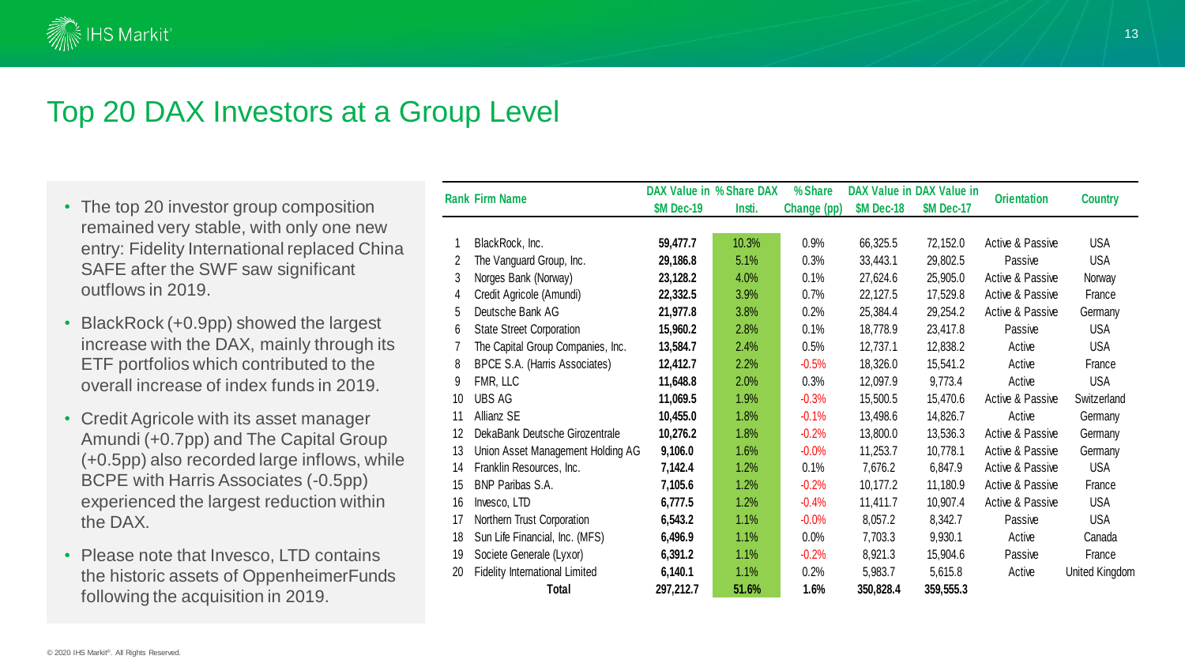# Top 20 DAX Investors at a Group Level

- The top 20 investor group composition remained very stable, with only one new entry: Fidelity International replaced China SAFE after the SWF saw significant outflows in 2019.
- BlackRock (+0.9pp) showed the largest increase with the DAX, mainly through its ETF portfolios which contributed to the overall increase of index funds in 2019.
- Credit Agricole with its asset manager Amundi (+0.7pp) and The Capital Group (+0.5pp) also recorded large inflows, while BCPE with Harris Associates (-0.5pp) experienced the largest reduction within the DAX.
- Please note that Invesco, LTD contains the historic assets of OppenheimerFunds following the acquisition in 2019.

| Rank | Firm Name | DAX Value in $M Dec-19 | % Share DAX Insti. | % Share Change (pp) | DAX Value in $M Dec-18 | DAX Value in $M Dec-17 | Orientation | Country |
|---|---|---|---|---|---|---|---|---|
| 1 | BlackRock, Inc. | **59,477.7** | 10.3% | 0.9% | 66,325.5 | 72,152.0 | Active & Passive | USA |
| 2 | The Vanguard Group, Inc. | **29,186.8** | 5.1% | 0.3% | 33,443.1 | 29,802.5 | Passive | USA |
| 3 | Norges Bank (Norway) | **23,128.2** | 4.0% | 0.1% | 27,624.6 | 25,905.0 | Active & Passive | Norway |
| 4 | Credit Agricole (Amundi) | **22,332.5** | 3.9% | 0.7% | 22,127.5 | 17,529.8 | Active & Passive | France |
| 5 | Deutsche Bank AG | **21,977.8** | 3.8% | 0.2% | 25,384.4 | 29,254.2 | Active & Passive | Germany |
| 6 | State Street Corporation | **15,960.2** | 2.8% | 0.1% | 18,778.9 | 23,417.8 | Passive | USA |
| 7 | The Capital Group Companies, Inc. | **13,584.7** | 2.4% | 0.5% | 12,737.1 | 12,838.2 | Active | USA |
| 8 | BPCE S.A. (Harris Associates) | **12,412.7** | 2.2% | -0.5% | 18,326.0 | 15,541.2 | Active | France |
| 9 | FMR, LLC | **11,648.8** | 2.0% | 0.3% | 12,097.9 | 9,773.4 | Active | USA |
| 10 | UBS AG | **11,069.5** | 1.9% | -0.3% | 15,500.5 | 15,470.6 | Active & Passive | Switzerland |
| 11 | Allianz SE | **10,455.0** | 1.8% | -0.1% | 13,498.6 | 14,826.7 | Active | Germany |
| 12 | DekaBank Deutsche Girozentrale | **10,276.2** | 1.8% | -0.2% | 13,800.0 | 13,536.3 | Active & Passive | Germany |
| 13 | Union Asset Management Holding AG | **9,106.0** | 1.6% | -0.0% | 11,253.7 | 10,778.1 | Active & Passive | Germany |
| 14 | Franklin Resources, Inc. | **7,142.4** | 1.2% | 0.1% | 7,676.2 | 6,847.9 | Active & Passive | USA |
| 15 | BNP Paribas S.A. | **7,105.6** | 1.2% | -0.2% | 10,177.2 | 11,180.9 | Active & Passive | France |
| 16 | Invesco, LTD | **6,777.5** | 1.2% | -0.4% | 11,411.7 | 10,907.4 | Active & Passive | USA |
| 17 | Northern Trust Corporation | **6,543.2** | 1.1% | -0.0% | 8,057.2 | 8,342.7 | Passive | USA |
| 18 | Sun Life Financial, Inc. (MFS) | **6,496.9** | 1.1% | 0.0% | 7,703.3 | 9,930.1 | Active | Canada |
| 19 | Societe Generale (Lyxor) | **6,391.2** | 1.1% | -0.2% | 8,921.3 | 15,904.6 | Passive | France |
| 20 | Fidelity International Limited | **6,140.1** | 1.1% | 0.2% | 5,983.7 | 5,615.8 | Active | United Kingdom |
| | **Total** | **297,212.7** | **51.6%** | **1.6%** | **350,828.4** | **359,555.3** | | |

© 2020 IHS Markit®. All Rights Reserved.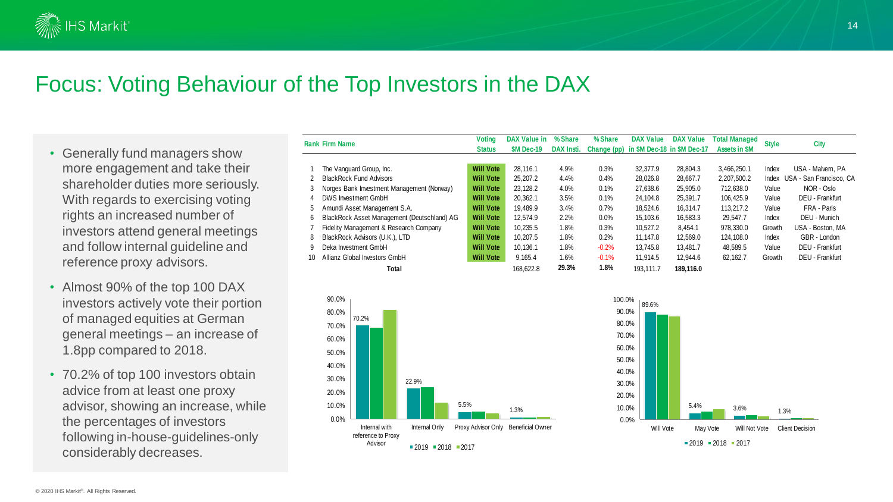# Focus: Voting Behaviour of the Top Investors in the DAX

- Generally fund managers show more engagement and take their shareholder duties more seriously. With regards to exercising voting rights an increased number of investors attend general meetings and follow internal guideline and reference proxy advisors.
- Almost 90% of the top 100 DAX investors actively vote their portion of managed equities at German general meetings – an increase of 1.8pp compared to 2018.
- 70.2% of top 100 investors obtain advice from at least one proxy advisor, showing an increase, while the percentages of investors following in-house-guidelines-only considerably decreases.

| Rank | Firm Name | Voting Status | DAX Value in $M Dec-19 | % Share DAX Insti. | % Share Change (pp) | DAX Value in $M Dec-18 | DAX Value in $M Dec-17 | Total Managed Assets in $M | Style | City |
|---|---|---|---|---|---|---|---|---|---|---|
| 1 | The Vanguard Group, Inc. | Will Vote | 28,116.1 | 4.9% | 0.3% | 32,377.9 | 28,804.3 | 3,466,250.1 | Index | USA - Malvern, PA |
| 2 | BlackRock Fund Advisors | Will Vote | 25,207.2 | 4.4% | 0.4% | 28,026.8 | 28,667.7 | 2,207,500.2 | Index | USA - San Francisco, CA |
| 3 | Norges Bank Investment Management (Norway) | Will Vote | 23,128.2 | 4.0% | 0.1% | 27,638.6 | 25,905.0 | 712,638.0 | Value | NOR - Oslo |
| 4 | DWS Investment GmbH | Will Vote | 20,362.1 | 3.5% | 0.1% | 24,104.8 | 25,391.7 | 106,425.9 | Value | DEU - Frankfurt |
| 5 | Amundi Asset Management S.A. | Will Vote | 19,489.9 | 3.4% | 0.7% | 18,524.6 | 16,314.7 | 113,217.2 | Value | FRA - Paris |
| 6 | BlackRock Asset Management (Deutschland) AG | Will Vote | 12,574.9 | 2.2% | 0.0% | 15,103.6 | 16,583.3 | 29,547.7 | Index | DEU - Munich |
| 7 | Fidelity Management & Research Company | Will Vote | 10,235.5 | 1.8% | 0.3% | 10,527.2 | 8,454.1 | 978,330.0 | Growth | USA - Boston, MA |
| 8 | BlackRock Advisors (U.K.), LTD | Will Vote | 10,207.5 | 1.8% | 0.2% | 11,147.8 | 12,569.0 | 124,108.0 | Index | GBR - London |
| 9 | Deka Investment GmbH | Will Vote | 10,136.1 | 1.8% | -0.2% | 13,745.8 | 13,481.7 | 48,589.5 | Value | DEU - Frankfurt |
| 10 | Allianz Global Investors GmbH | Will Vote | 9,165.4 | 1.6% | -0.1% | 11,914.5 | 12,944.6 | 62,162.7 | Growth | DEU - Frankfurt |
| | **Total** | | 168,622.8 | **29.3%** | **1.8%** | 193,111.7 | **189,116.0** | | | |

| | 2019 |
|---|---|
| Internal with reference to Proxy Advisor | 70.2% |
| Internal Only | 22.9% |
| Proxy Advisor Only | 5.5% |
| Beneficial Owner | 1.3% |

| | 2019 |
|---|---|
| Will Vote | 89.6% |
| May Vote | 5.4% |
| Will Not Vote | 3.6% |
| Client Decision | 1.3% |

■ 2019 ■ 2018 ■ 2017

© 2020 IHS Markit®. All Rights Reserved.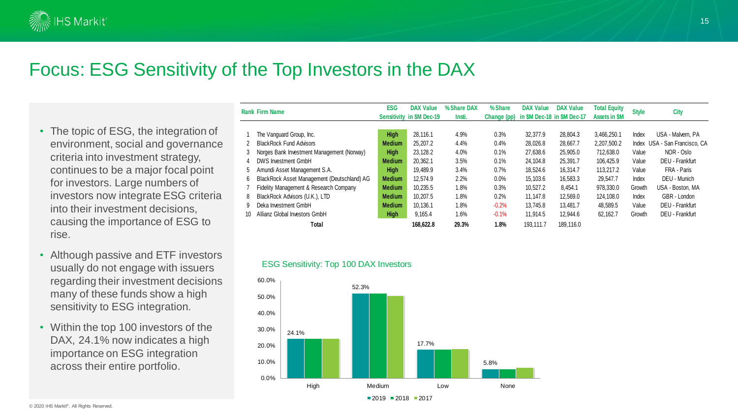# Focus: ESG Sensitivity of the Top Investors in the DAX

- The topic of ESG, the integration of environment, social and governance criteria into investment strategy, continues to be a major focal point for investors. Large numbers of investors now integrate ESG criteria into their investment decisions, causing the importance of ESG to rise.
- Although passive and ETF investors usually do not engage with issuers regarding their investment decisions many of these funds show a high sensitivity to ESG integration.
- Within the top 100 investors of the DAX, 24.1% now indicates a high importance on ESG integration across their entire portfolio.

| Rank | Firm Name | ESG Sensitivity | DAX Value in $M Dec-19 | % Share DAX Insti. | % Share Change (pp) | DAX Value in $M Dec-18 | DAX Value in $M Dec-17 | Total Equity Assets in $M | Style | City |
|---|---|---|---|---|---|---|---|---|---|---|
| 1 | The Vanguard Group, Inc. | High | 28,116.1 | 4.9% | 0.3% | 32,377.9 | 28,804.3 | 3,466,250.1 | Index | USA - Malvern, PA |
| 2 | BlackRock Fund Advisors | Medium | 25,207.2 | 4.4% | 0.4% | 28,026.8 | 28,667.7 | 2,207,500.2 | Index | USA - San Francisco, CA |
| 3 | Norges Bank Investment Management (Norway) | High | 23,128.2 | 4.0% | 0.1% | 27,638.6 | 25,905.0 | 712,638.0 | Value | NOR - Oslo |
| 4 | DWS Investment GmbH | Medium | 20,362.1 | 3.5% | 0.1% | 24,104.8 | 25,391.7 | 106,425.9 | Value | DEU - Frankfurt |
| 5 | Amundi Asset Management S.A. | High | 19,489.9 | 3.4% | 0.7% | 18,524.6 | 16,314.7 | 113,217.2 | Value | FRA - Paris |
| 6 | BlackRock Asset Management (Deutschland) AG | Medium | 12,574.9 | 2.2% | 0.0% | 15,103.6 | 16,583.3 | 29,547.7 | Index | DEU - Munich |
| 7 | Fidelity Management & Research Company | Medium | 10,235.5 | 1.8% | 0.3% | 10,527.2 | 8,454.1 | 978,330.0 | Growth | USA - Boston, MA |
| 8 | BlackRock Advisors (U.K.), LTD | Medium | 10,207.5 | 1.8% | 0.2% | 11,147.8 | 12,569.0 | 124,108.0 | Index | GBR - London |
| 9 | Deka Investment GmbH | Medium | 10,136.1 | 1.8% | -0.2% | 13,745.8 | 13,481.7 | 48,589.5 | Value | DEU - Frankfurt |
| 10 | Allianz Global Investors GmbH | High | 9,165.4 | 1.6% | -0.1% | 11,914.5 | 12,944.6 | 62,162.7 | Growth | DEU - Frankfurt |
| | **Total** | | **168,622.8** | **29.3%** | **1.8%** | 193,111.7 | 189,116.0 | | | |

ESG Sensitivity: Top 100 DAX Investors

| | High | Medium | Low | None |
|---|---|---|---|---|
| 2019 | 24.1% | 52.3% | 17.7% | 5.8% |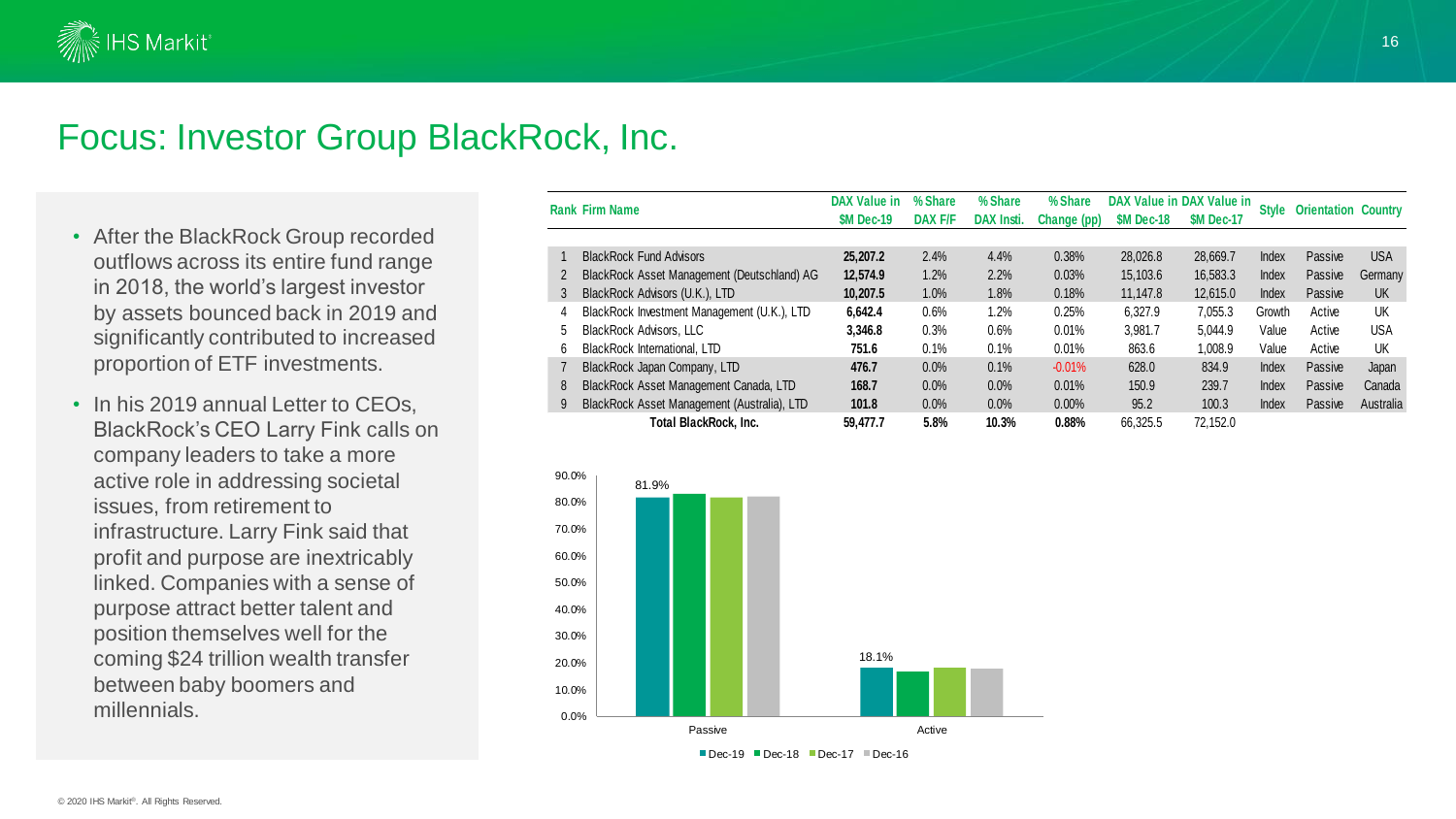# Focus: Investor Group BlackRock, Inc.

- After the BlackRock Group recorded outflows across its entire fund range in 2018, the world's largest investor by assets bounced back in 2019 and significantly contributed to increased proportion of ETF investments.
- In his 2019 annual Letter to CEOs, BlackRock's CEO Larry Fink calls on company leaders to take a more active role in addressing societal issues, from retirement to infrastructure. Larry Fink said that profit and purpose are inextricably linked. Companies with a sense of purpose attract better talent and position themselves well for the coming $24 trillion wealth transfer between baby boomers and millennials.

| Rank | Firm Name | DAX Value in $M Dec-19 | % Share DAX F/F | % Share DAX Insti. | % Share Change (pp) | DAX Value in $M Dec-18 | DAX Value in $M Dec-17 | Style | Orientation | Country |
|---|---|---|---|---|---|---|---|---|---|---|
| 1 | BlackRock Fund Advisors | **25,207.2** | 2.4% | 4.4% | 0.38% | 28,026.8 | 28,669.7 | Index | Passive | USA |
| 2 | BlackRock Asset Management (Deutschland) AG | **12,574.9** | 1.2% | 2.2% | 0.03% | 15,103.6 | 16,583.3 | Index | Passive | Germany |
| 3 | BlackRock Advisors (U.K.), LTD | **10,207.5** | 1.0% | 1.8% | 0.18% | 11,147.8 | 12,615.0 | Index | Passive | UK |
| 4 | BlackRock Investment Management (U.K.), LTD | **6,642.4** | 0.6% | 1.2% | 0.25% | 6,327.9 | 7,055.3 | Growth | Active | UK |
| 5 | BlackRock Advisors, LLC | **3,346.8** | 0.3% | 0.6% | 0.01% | 3,981.7 | 5,044.9 | Value | Active | USA |
| 6 | BlackRock International, LTD | **751.6** | 0.1% | 0.1% | 0.01% | 863.6 | 1,008.9 | Value | Active | UK |
| 7 | BlackRock Japan Company, LTD | **476.7** | 0.0% | 0.1% | -0.01% | 628.0 | 834.9 | Index | Passive | Japan |
| 8 | BlackRock Asset Management Canada, LTD | **168.7** | 0.0% | 0.0% | 0.01% | 150.9 | 239.7 | Index | Passive | Canada |
| 9 | BlackRock Asset Management (Australia), LTD | **101.8** | 0.0% | 0.0% | 0.00% | 95.2 | 100.3 | Index | Passive | Australia |
| | **Total BlackRock, Inc.** | **59,477.7** | **5.8%** | **10.3%** | **0.88%** | 66,325.5 | 72,152.0 | | | |

| | Dec-19 | Dec-18 | Dec-17 | Dec-16 |
|---|---|---|---|---|
| Passive | 81.9% | | | |
| Active | 18.1% | | | |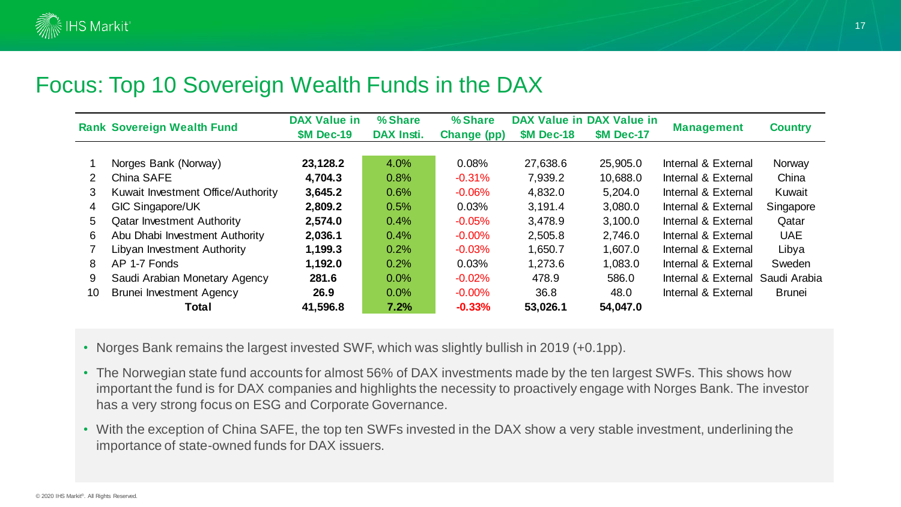# Focus: Top 10 Sovereign Wealth Funds in the DAX

| Rank | Sovereign Wealth Fund | DAX Value in $M Dec-19 | % Share DAX Insti. | % Share Change (pp) | DAX Value in $M Dec-18 | DAX Value in $M Dec-17 | Management | Country |
|---|---|---|---|---|---|---|---|---|
| 1 | Norges Bank (Norway) | **23,128.2** | 4.0% | 0.08% | 27,638.6 | 25,905.0 | Internal & External | Norway |
| 2 | China SAFE | **4,704.3** | 0.8% | -0.31% | 7,939.2 | 10,688.0 | Internal & External | China |
| 3 | Kuwait Investment Office/Authority | **3,645.2** | 0.6% | -0.06% | 4,832.0 | 5,204.0 | Internal & External | Kuwait |
| 4 | GIC Singapore/UK | **2,809.2** | 0.5% | 0.03% | 3,191.4 | 3,080.0 | Internal & External | Singapore |
| 5 | Qatar Investment Authority | **2,574.0** | 0.4% | -0.05% | 3,478.9 | 3,100.0 | Internal & External | Qatar |
| 6 | Abu Dhabi Investment Authority | **2,036.1** | 0.4% | -0.00% | 2,505.8 | 2,746.0 | Internal & External | UAE |
| 7 | Libyan Investment Authority | **1,199.3** | 0.2% | -0.03% | 1,650.7 | 1,607.0 | Internal & External | Libya |
| 8 | AP 1-7 Fonds | **1,192.0** | 0.2% | 0.03% | 1,273.6 | 1,083.0 | Internal & External | Sweden |
| 9 | Saudi Arabian Monetary Agency | **281.6** | 0.0% | -0.02% | 478.9 | 586.0 | Internal & External | Saudi Arabia |
| 10 | Brunei Investment Agency | **26.9** | 0.0% | -0.00% | 36.8 | 48.0 | Internal & External | Brunei |
| | **Total** | **41,596.8** | **7.2%** | **-0.33%** | **53,026.1** | **54,047.0** | | |

- Norges Bank remains the largest invested SWF, which was slightly bullish in 2019 (+0.1pp).
- The Norwegian state fund accounts for almost 56% of DAX investments made by the ten largest SWFs. This shows how important the fund is for DAX companies and highlights the necessity to proactively engage with Norges Bank. The investor has a very strong focus on ESG and Corporate Governance.
- With the exception of China SAFE, the top ten SWFs invested in the DAX show a very stable investment, underlining the importance of state-owned funds for DAX issuers.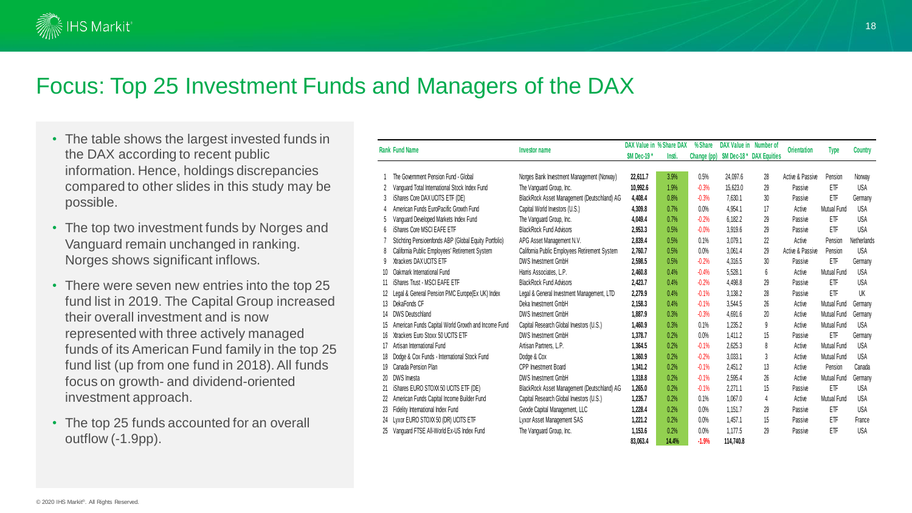# Focus: Top 25 Investment Funds and Managers of the DAX

- The table shows the largest invested funds in the DAX according to recent public information. Hence, holdings discrepancies compared to other slides in this study may be possible.
- The top two investment funds by Norges and Vanguard remain unchanged in ranking. Norges shows significant inflows.
- There were seven new entries into the top 25 fund list in 2019. The Capital Group increased their overall investment and is now represented with three actively managed funds of its American Fund family in the top 25 fund list (up from one fund in 2018). All funds focus on growth- and dividend-oriented investment approach.
- The top 25 funds accounted for an overall outflow (-1.9pp).

| Rank | Fund Name | Investor name | DAX Value in $M Dec-19 * | % Share DAX Insti. | % Share Change (pp) | DAX Value in $M Dec-18 * | Number of DAX Equities | Orientation | Type | Country |
|---|---|---|---|---|---|---|---|---|---|---|
| 1 | The Government Pension Fund - Global | Norges Bank Investment Management (Norway) | **22,611.7** | 3.9% | 0.5% | 24,097.6 | 28 | Active & Passive | Pension | Norway |
| 2 | Vanguard Total International Stock Index Fund | The Vanguard Group, Inc. | **10,992.6** | 1.9% | -0.3% | 15,623.0 | 29 | Passive | ETF | USA |
| 3 | iShares Core DAX UCITS ETF (DE) | BlackRock Asset Management (Deutschland) AG | **4,408.4** | 0.8% | -0.3% | 7,630.1 | 30 | Passive | ETF | Germany |
| 4 | American Funds EuroPacific Growth Fund | Capital World Investors (U.S.) | **4,309.8** | 0.7% | 0.0% | 4,954.1 | 17 | Active | Mutual Fund | USA |
| 5 | Vanguard Developed Markets Index Fund | The Vanguard Group, Inc. | **4,049.4** | 0.7% | -0.2% | 6,182.2 | 29 | Passive | ETF | USA |
| 6 | iShares Core MSCI EAFE ETF | BlackRock Fund Advisors | **2,953.3** | 0.5% | -0.0% | 3,919.6 | 29 | Passive | ETF | USA |
| 7 | Stichting Pensioenfonds ABP (Global Equity Portfolio) | APG Asset Management N.V. | **2,839.4** | 0.5% | 0.1% | 3,079.1 | 22 | Active | Pension | Netherlands |
| 8 | California Public Employees' Retirement System | California Public Employees Retirement System | **2,760.7** | 0.5% | 0.0% | 3,061.4 | 29 | Active & Passive | Pension | USA |
| 9 | Xtrackers DAX UCITS ETF | DWS Investment GmbH | **2,598.5** | 0.5% | -0.2% | 4,316.5 | 30 | Passive | ETF | Germany |
| 10 | Oakmark International Fund | Harris Associates, L.P. | **2,460.8** | 0.4% | -0.4% | 5,528.1 | 6 | Active | Mutual Fund | USA |
| 11 | iShares Trust - MSCI EAFE ETF | BlackRock Fund Advisors | **2,423.7** | 0.4% | -0.2% | 4,498.8 | 29 | Passive | ETF | USA |
| 12 | Legal & General Pension PMC Europe(Ex UK) Index | Legal & General Investment Management, LTD | **2,279.9** | 0.4% | -0.1% | 3,138.2 | 28 | Passive | ETF | UK |
| 13 | DekaFonds CF | Deka Investment GmbH | **2,158.3** | 0.4% | -0.1% | 3,544.5 | 26 | Active | Mutual Fund | Germany |
| 14 | DWS Deutschland | DWS Investment GmbH | **1,887.9** | 0.3% | -0.3% | 4,691.6 | 20 | Active | Mutual Fund | Germany |
| 15 | American Funds Capital World Growth and Income Fund | Capital Research Global Investors (U.S.) | **1,460.9** | 0.3% | 0.1% | 1,235.2 | 9 | Active | Mutual Fund | USA |
| 16 | Xtrackers Euro Stoxx 50 UCITS ETF | DWS Investment GmbH | **1,378.7** | 0.2% | 0.0% | 1,411.2 | 15 | Passive | ETF | Germany |
| 17 | Artisan International Fund | Artisan Partners, L.P. | **1,364.5** | 0.2% | -0.1% | 2,625.3 | 8 | Active | Mutual Fund | USA |
| 18 | Dodge & Cox Funds - International Stock Fund | Dodge & Cox | **1,360.9** | 0.2% | -0.2% | 3,033.1 | 3 | Active | Mutual Fund | USA |
| 19 | Canada Pension Plan | CPP Investment Board | **1,341.2** | 0.2% | -0.1% | 2,451.2 | 13 | Active | Pension | Canada |
| 20 | DWS Investa | DWS Investment GmbH | **1,318.8** | 0.2% | -0.1% | 2,595.4 | 26 | Active | Mutual Fund | Germany |
| 21 | iShares EURO STOXX 50 UCITS ETF (DE) | BlackRock Asset Management (Deutschland) AG | **1,265.0** | 0.2% | -0.1% | 2,271.1 | 15 | Passive | ETF | USA |
| 22 | American Funds Capital Income Builder Fund | Capital Research Global Investors (U.S.) | **1,235.7** | 0.2% | 0.1% | 1,067.0 | 4 | Active | Mutual Fund | USA |
| 23 | Fidelity International Index Fund | Geode Capital Management, LLC | **1,228.4** | 0.2% | 0.0% | 1,151.7 | 29 | Passive | ETF | USA |
| 24 | Lyxor EURO STOXX 50 (DR) UCITS ETF | Lyxor Asset Management SAS | **1,221.2** | 0.2% | 0.0% | 1,457.1 | 15 | Passive | ETF | France |
| 25 | Vanguard FTSE All-World Ex-US Index Fund | The Vanguard Group, Inc. | **1,153.6** | 0.2% | 0.0% | 1,177.5 | 29 | Passive | ETF | USA |
| | | | **83,063.4** | **14.4%** | **-1.9%** | **114,740.8** | | | | |

© 2020 IHS Markit®. All Rights Reserved.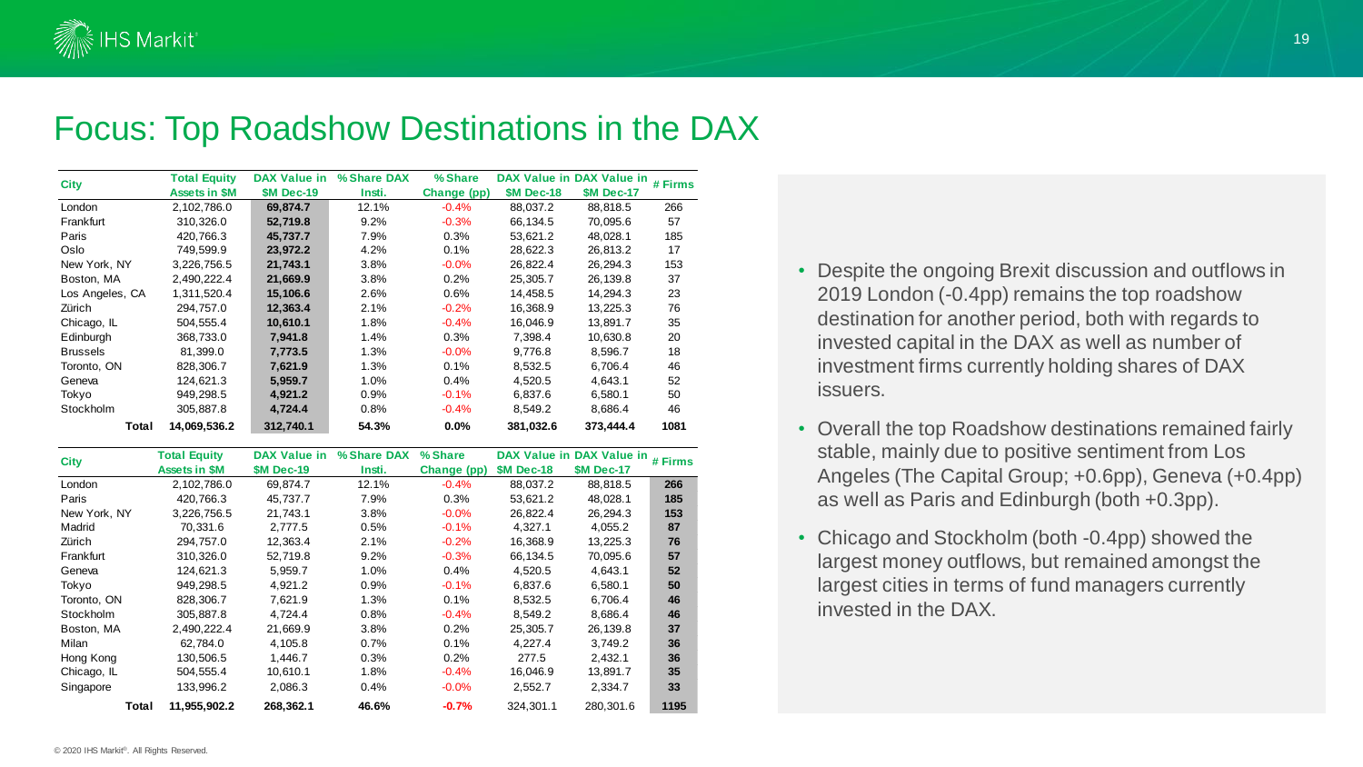# Focus: Top Roadshow Destinations in the DAX

| City | Total Equity Assets in $M | DAX Value in $M Dec-19 | % Share DAX Insti. | % Share Change (pp) | DAX Value in $M Dec-18 | DAX Value in $M Dec-17 | # Firms |
|---|---|---|---|---|---|---|---|
| London | 2,102,786.0 | **69,874.7** | 12.1% | -0.4% | 88,037.2 | 88,818.5 | 266 |
| Frankfurt | 310,326.0 | **52,719.8** | 9.2% | -0.3% | 66,134.5 | 70,095.6 | 57 |
| Paris | 420,766.3 | **45,737.7** | 7.9% | 0.3% | 53,621.2 | 48,028.1 | 185 |
| Oslo | 749,599.9 | **23,972.2** | 4.2% | 0.1% | 28,622.3 | 26,813.2 | 17 |
| New York, NY | 3,226,756.5 | **21,743.1** | 3.8% | -0.0% | 26,822.4 | 26,294.3 | 153 |
| Boston, MA | 2,490,222.4 | **21,669.9** | 3.8% | 0.2% | 25,305.7 | 26,139.8 | 37 |
| Los Angeles, CA | 1,311,520.4 | **15,106.6** | 2.6% | 0.6% | 14,458.5 | 14,294.3 | 23 |
| Zürich | 294,757.0 | **12,363.4** | 2.1% | -0.2% | 16,368.9 | 13,225.3 | 76 |
| Chicago, IL | 504,555.4 | **10,610.1** | 1.8% | -0.4% | 16,046.9 | 13,891.7 | 35 |
| Edinburgh | 368,733.0 | **7,941.8** | 1.4% | 0.3% | 7,398.4 | 10,630.8 | 20 |
| Brussels | 81,399.0 | **7,773.5** | 1.3% | -0.0% | 9,776.8 | 8,596.7 | 18 |
| Toronto, ON | 828,306.7 | **7,621.9** | 1.3% | 0.1% | 8,532.5 | 6,706.4 | 46 |
| Geneva | 124,621.3 | **5,959.7** | 1.0% | 0.4% | 4,520.5 | 4,643.1 | 52 |
| Tokyo | 949,298.5 | **4,921.2** | 0.9% | -0.1% | 6,837.6 | 6,580.1 | 50 |
| Stockholm | 305,887.8 | **4,724.4** | 0.8% | -0.4% | 8,549.2 | 8,686.4 | 46 |
| **Total** | **14,069,536.2** | **312,740.1** | **54.3%** | **0.0%** | **381,032.6** | **373,444.4** | **1081** |

| City | Total Equity Assets in $M | DAX Value in $M Dec-19 | % Share DAX Insti. | % Share Change (pp) | DAX Value in $M Dec-18 | DAX Value in $M Dec-17 | # Firms |
|---|---|---|---|---|---|---|---|
| London | 2,102,786.0 | 69,874.7 | 12.1% | -0.4% | 88,037.2 | 88,818.5 | **266** |
| Paris | 420,766.3 | 45,737.7 | 7.9% | 0.3% | 53,621.2 | 48,028.1 | **185** |
| New York, NY | 3,226,756.5 | 21,743.1 | 3.8% | -0.0% | 26,822.4 | 26,294.3 | **153** |
| Madrid | 70,331.6 | 2,777.5 | 0.5% | -0.1% | 4,327.1 | 4,055.2 | **87** |
| Zürich | 294,757.0 | 12,363.4 | 2.1% | -0.2% | 16,368.9 | 13,225.3 | **76** |
| Frankfurt | 310,326.0 | 52,719.8 | 9.2% | -0.3% | 66,134.5 | 70,095.6 | **57** |
| Geneva | 124,621.3 | 5,959.7 | 1.0% | 0.4% | 4,520.5 | 4,643.1 | **52** |
| Tokyo | 949,298.5 | 4,921.2 | 0.9% | -0.1% | 6,837.6 | 6,580.1 | **50** |
| Toronto, ON | 828,306.7 | 7,621.9 | 1.3% | 0.1% | 8,532.5 | 6,706.4 | **46** |
| Stockholm | 305,887.8 | 4,724.4 | 0.8% | -0.4% | 8,549.2 | 8,686.4 | **46** |
| Boston, MA | 2,490,222.4 | 21,669.9 | 3.8% | 0.2% | 25,305.7 | 26,139.8 | **37** |
| Milan | 62,784.0 | 4,105.8 | 0.7% | 0.1% | 4,227.4 | 3,749.2 | **36** |
| Hong Kong | 130,506.5 | 1,446.7 | 0.3% | 0.2% | 277.5 | 2,432.1 | **36** |
| Chicago, IL | 504,555.4 | 10,610.1 | 1.8% | -0.4% | 16,046.9 | 13,891.7 | **35** |
| Singapore | 133,996.2 | 2,086.3 | 0.4% | -0.0% | 2,552.7 | 2,334.7 | **33** |
| **Total** | **11,955,902.2** | **268,362.1** | **46.6%** | **-0.7%** | 324,301.1 | 280,301.6 | **1195** |

- Despite the ongoing Brexit discussion and outflows in 2019 London (-0.4pp) remains the top roadshow destination for another period, both with regards to invested capital in the DAX as well as number of investment firms currently holding shares of DAX issuers.
- Overall the top Roadshow destinations remained fairly stable, mainly due to positive sentiment from Los Angeles (The Capital Group; +0.6pp), Geneva (+0.4pp) as well as Paris and Edinburgh (both +0.3pp).
- Chicago and Stockholm (both -0.4pp) showed the largest money outflows, but remained amongst the largest cities in terms of fund managers currently invested in the DAX.

© 2020 IHS Markit®. All Rights Reserved.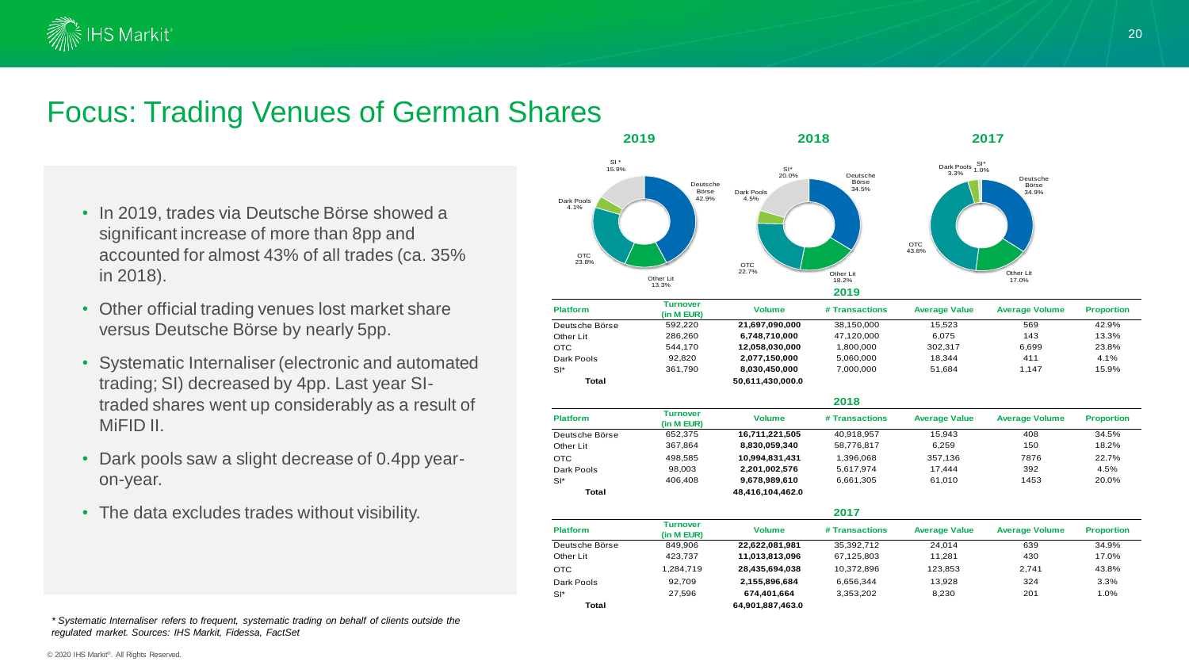# Focus: Trading Venues of German Shares

- In 2019, trades via Deutsche Börse showed a significant increase of more than 8pp and accounted for almost 43% of all trades (ca. 35% in 2018).
- Other official trading venues lost market share versus Deutsche Börse by nearly 5pp.
- Systematic Internaliser (electronic and automated trading; SI) decreased by 4pp. Last year SI-traded shares went up considerably as a result of MiFID II.
- Dark pools saw a slight decrease of 0.4pp year-on-year.
- The data excludes trades without visibility.

**2019**

Deutsche Börse 42.9%, Other Lit 13.3%, OTC 23.8%, Dark Pools 4.1%, SI* 15.9%

**2018**

Deutsche Börse 34.5%, Other Lit 18.2%, OTC 22.7%, Dark Pools 4.5%, SI* 20.0%

**2017**

Deutsche Börse 34.9%, Other Lit 17.0%, OTC 43.8%, Dark Pools 3.3%, SI* 1.0%

**2019**

| Platform | Turnover (in M EUR) | Volume | # Transactions | Average Value | Average Volume | Proportion |
|---|---|---|---|---|---|---|
| Deutsche Börse | 592,220 | **21,697,090,000** | 38,150,000 | 15,523 | 569 | 42.9% |
| Other Lit | 286,260 | **6,748,710,000** | 47,120,000 | 6,075 | 143 | 13.3% |
| OTC | 544,170 | **12,058,030,000** | 1,800,000 | 302,317 | 6,699 | 23.8% |
| Dark Pools | 92,820 | **2,077,150,000** | 5,060,000 | 18,344 | 411 | 4.1% |
| SI* | 361,790 | **8,030,450,000** | 7,000,000 | 51,684 | 1,147 | 15.9% |
| **Total** | | **50,611,430,000.0** | | | | |

**2018**

| Platform | Turnover (in M EUR) | Volume | # Transactions | Average Value | Average Volume | Proportion |
|---|---|---|---|---|---|---|
| Deutsche Börse | 652,375 | **16,711,221,505** | 40,918,957 | 15,943 | 408 | 34.5% |
| Other Lit | 367,864 | **8,830,059,340** | 58,776,817 | 6,259 | 150 | 18.2% |
| OTC | 498,585 | **10,994,831,431** | 1,396,068 | 357,136 | 7876 | 22.7% |
| Dark Pools | 98,003 | **2,201,002,576** | 5,617,974 | 17,444 | 392 | 4.5% |
| SI* | 406,408 | **9,678,989,610** | 6,661,305 | 61,010 | 1453 | 20.0% |
| **Total** | | **48,416,104,462.0** | | | | |

**2017**

| Platform | Turnover (in M EUR) | Volume | # Transactions | Average Value | Average Volume | Proportion |
|---|---|---|---|---|---|---|
| Deutsche Börse | 849,906 | **22,622,081,981** | 35,392,712 | 24,014 | 639 | 34.9% |
| Other Lit | 423,737 | **11,013,813,096** | 67,125,803 | 11,281 | 430 | 17.0% |
| OTC | 1,284,719 | **28,435,694,038** | 10,372,896 | 123,853 | 2,741 | 43.8% |
| Dark Pools | 92,709 | **2,155,896,684** | 6,656,344 | 13,928 | 324 | 3.3% |
| SI* | 27,596 | **674,401,664** | 3,353,202 | 8,230 | 201 | 1.0% |
| **Total** | | **64,901,887,463.0** | | | | |

*\* Systematic Internaliser refers to frequent, systematic trading on behalf of clients outside the regulated market. Sources: IHS Markit, Fidessa, FactSet*

© 2020 IHS Markit®. All Rights Reserved.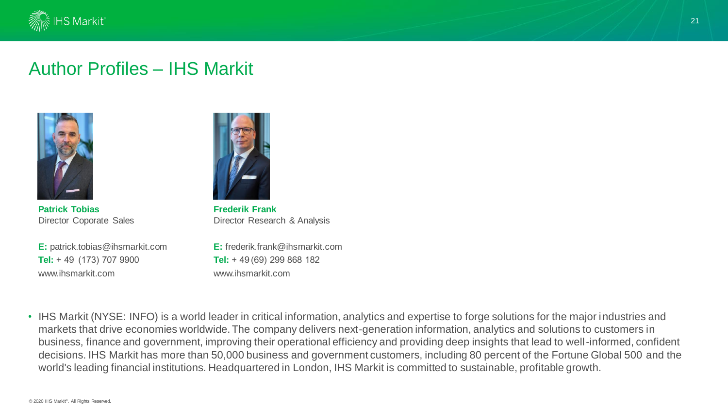# Author Profiles – IHS Markit

**Patrick Tobias**
Director Coporate Sales

**E:** patrick.tobias@ihsmarkit.com
**Tel:** + 49 (173) 707 9900
www.ihsmarkit.com

**Frederik Frank**
Director Research & Analysis

**E:** frederik.frank@ihsmarkit.com
**Tel:** + 49 (69) 299 868 182
www.ihsmarkit.com

- IHS Markit (NYSE: INFO) is a world leader in critical information, analytics and expertise to forge solutions for the major industries and markets that drive economies worldwide. The company delivers next-generation information, analytics and solutions to customers in business, finance and government, improving their operational efficiency and providing deep insights that lead to well-informed, confident decisions. IHS Markit has more than 50,000 business and government customers, including 80 percent of the Fortune Global 500 and the world's leading financial institutions. Headquartered in London, IHS Markit is committed to sustainable, profitable growth.

© 2020 IHS Markit®. All Rights Reserved.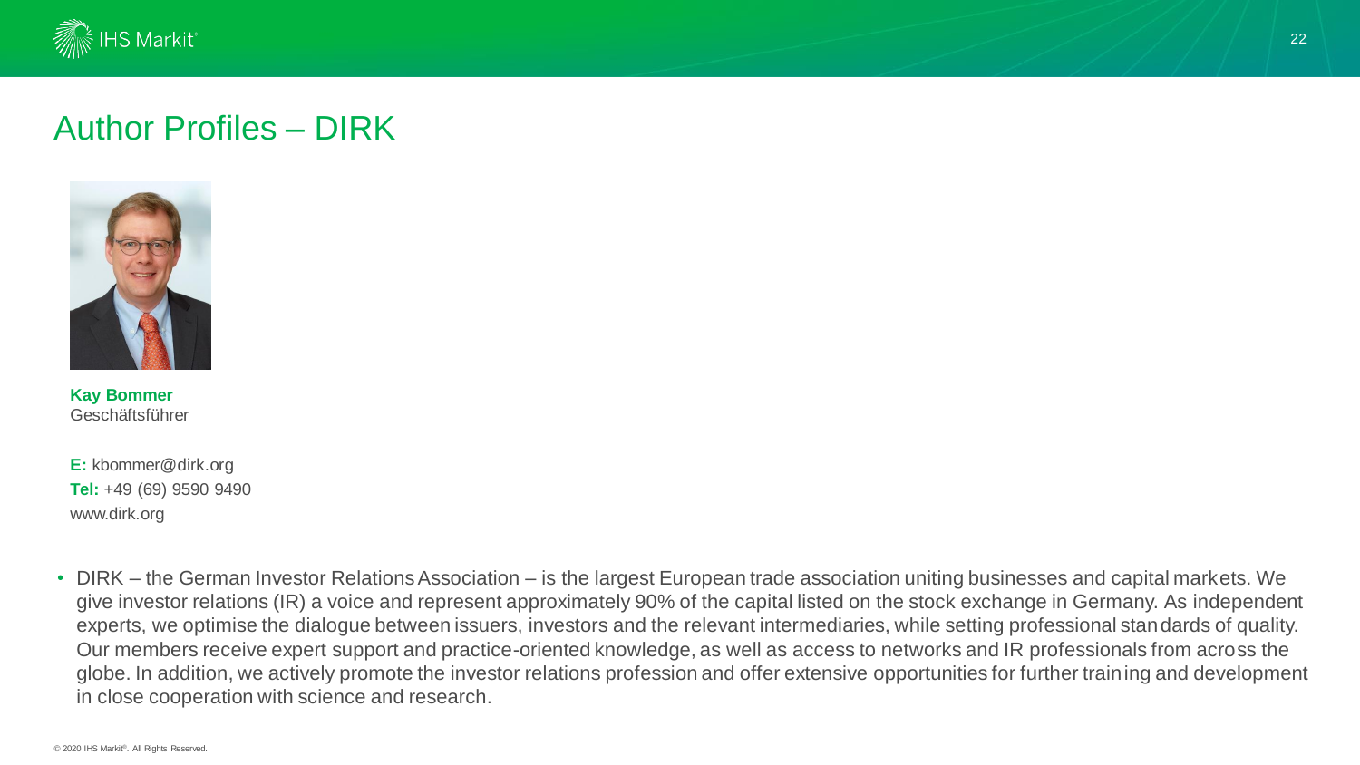# Author Profiles – DIRK

**Kay Bommer**
Geschäftsführer

**E:** kbommer@dirk.org
**Tel:** +49 (69) 9590 9490
www.dirk.org

- DIRK – the German Investor Relations Association – is the largest European trade association uniting businesses and capital markets. We give investor relations (IR) a voice and represent approximately 90% of the capital listed on the stock exchange in Germany. As independent experts, we optimise the dialogue between issuers, investors and the relevant intermediaries, while setting professional standards of quality. Our members receive expert support and practice-oriented knowledge, as well as access to networks and IR professionals from across the globe. In addition, we actively promote the investor relations profession and offer extensive opportunities for further training and development in close cooperation with science and research.

© 2020 IHS Markit®. All Rights Reserved.